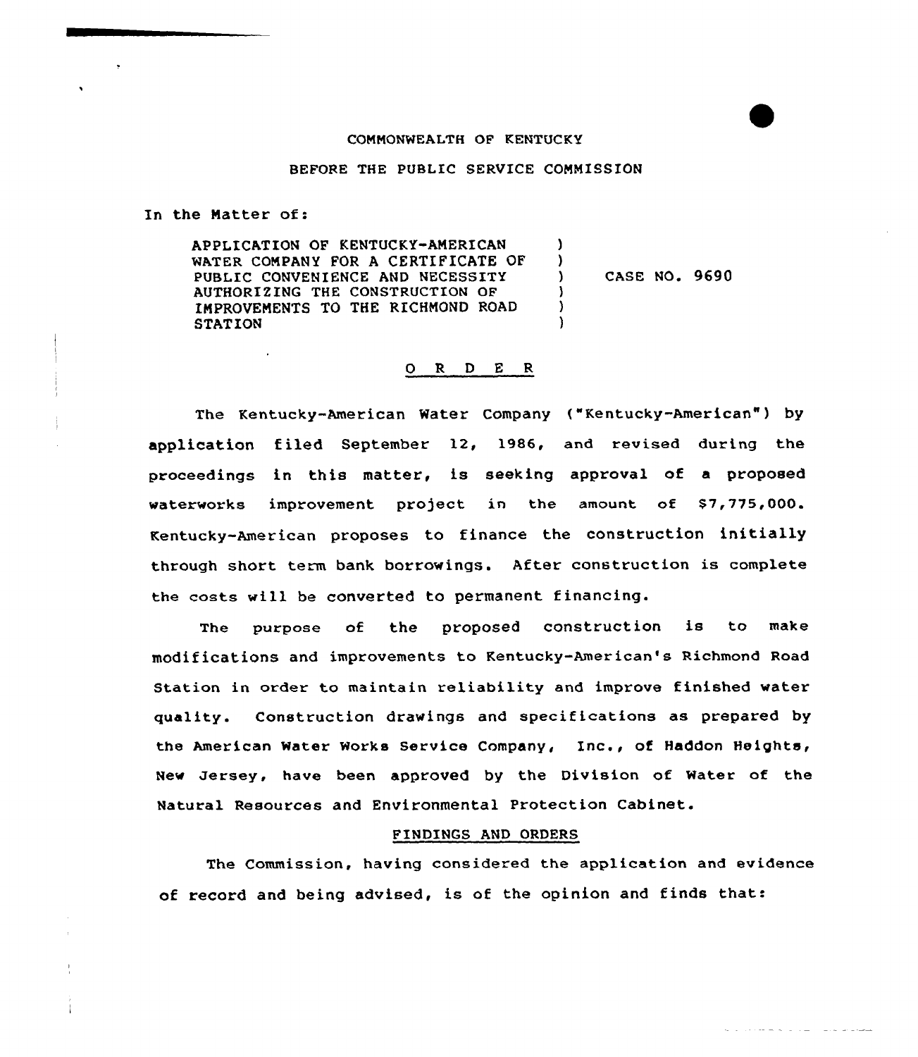COMMONWEALTH OF KENTUCKY

BEFORE THE PUBLIC SERVICE COMMISSION

In the Matter of:

APPLICATION OF KENTUCKY-AMERICAN WATER COMPANY FOR A CERTIFICATE OF PUBLIC CONVENIENCE AND NECESSITY AUTHORIZING THE CONSTRUCTION OF IMPROVEMENTS TO THE RICHMOND ROAD STATION ) CASE NO. 9690

## O R D E R

The Kentucky-American Water Company ("Kentucky-American") by application filed September 12, 1986, and revised during the proceedings in this matter, is seeking approval of a proposed waterworks improvement project in the amount of $7,775,000. Kentucky-American proposes to finance the construction initially through short term bank borrowings. After construction is complete the costs will be converted to permanent financing.

The purpose of the proposed construction is to make modifications and improvements to Kentucky-American's Richmond Road Station in order to maintain reliability and improve finished water quality. Construction drawings and specifications as prepared by the American Water Works Service Company, Inc., of Haddon Heights, New Jersey, have been approved by the Division of Water of the Natural Resources and Environmental Protection Cabinet.

## FINDINGS AND ORDERS

The Commission, having considered the application and evidence of record and being advised, is of the opinion and finds that: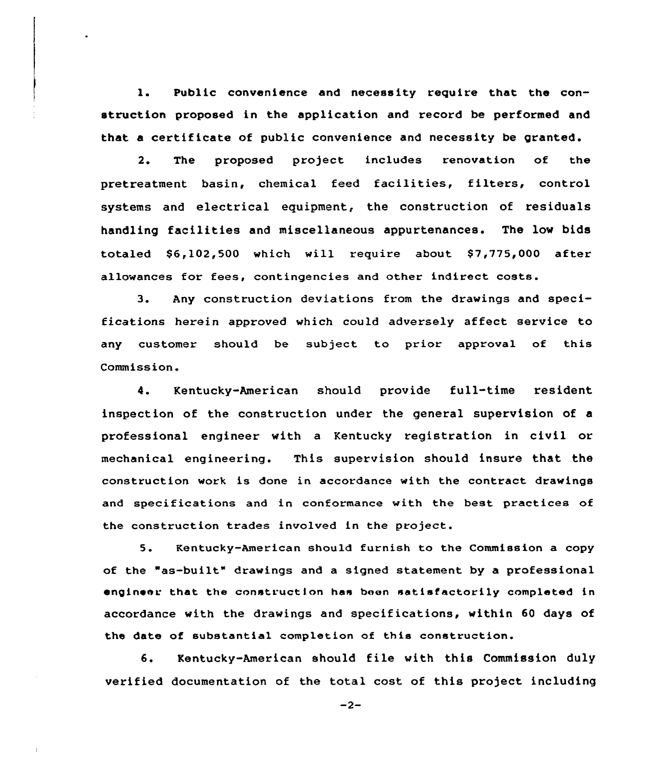1. Public convenience and necessity require that the construction proposed in the application and record be performed and that a certificate of public convenience and necessity be granted.

2. The proposed project includes renovation of the pretreatment basin, chemical feed facilities, filters, control systems and electrical equipment, the construction of residuals handling facilities and miscellaneous appurtenances. The low bids totaled $6,102,500 which will require about $7,775,000 after allowances for fees, contingencies and other indirect costs.

3. Any construction deviations from the drawings and specifications herein approved which could adversely affect service to any customer should be subject to prior approval of this Commission.

4. Kentucky-American should provide full-time resident inspection of the construction under the general supervision of a professional engineer with a Kentucky registration in civil or mechanical engineering. This supervision should insure that the construction work is done in accordance with the contract drawings and specifications and in conformance with the best practices of the construction trades involved in the project.

5. Kentucky-American should furnish to the Commission a copy of the "as-built" drawings and a signed statement by a professional engineer that the construction has been satisfactorily completed in accordance with the drawings and specifications, within 60 days of the date of substantial completion of this construction.

6. Kentucky-American should file with this Commission duly verified documentation of the total cost of this project including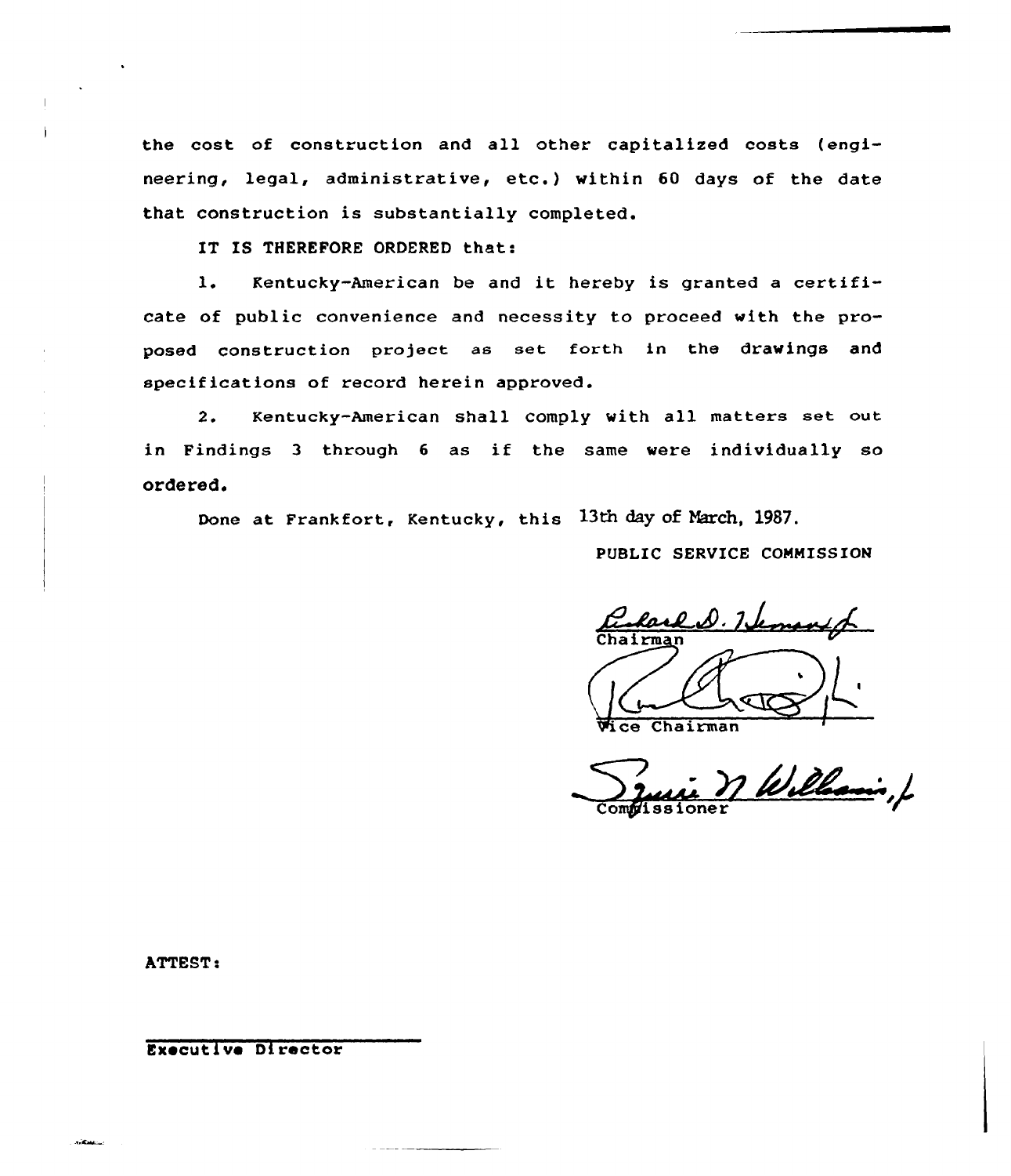the cost of construction and all other capitalized costs (engineering, legal, administrative, etc.) within 60 days of the date that construction is substantially completed.

IT IS THEREFORE ORDERED that:

1. Kentucky-American be and it hereby is granted a certificate of public convenience and necessity to proceed with the proposed construction project as set forth in the drawings and specifications of record herein approved.

2. Kentucky-American shall comply with all matters set out in Findings 3 through 6 as if the same were individually so ordered.

Done at Frankfort, Kentucky, this 13th day of March, 1987.

PUBLIC SERVICE COMMISSION

Chairman

Vice Chairman

Commissioner

ATTEST:

Executive Director